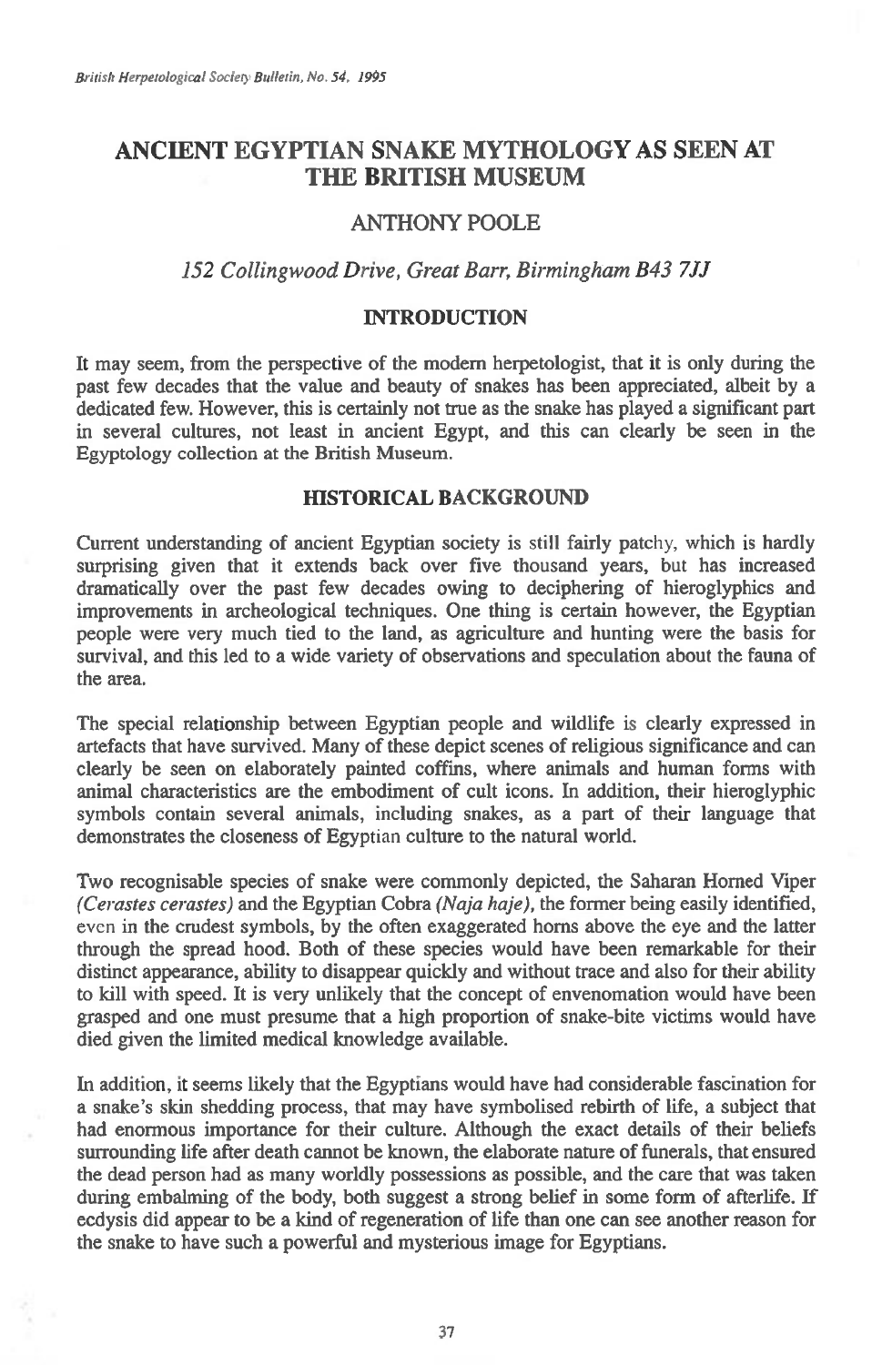# ANCIENT EGYPTIAN SNAKE MYTHOLOGY AS SEEN AT THE BRITISH MUSEUM

## ANTHONY POOLE

*152 Collingwood Drive, Great Barr, Birmingham B43 7JJ*

## INTRODUCTION

It may seem, from the perspective of the modern herpetologist, that it is only during the past few decades that the value and beauty of snakes has been appreciated, albeit by a dedicated few. However, this is certainly not true as the snake has played a significant part in several cultures, not least in ancient Egypt, and this can clearly be seen in the Egyptology collection at the British Museum.

## HISTORICAL BACKGROUND

Current understanding of ancient Egyptian society is still fairly patchy, which is hardly surprising given that it extends back over five thousand years, but has increased dramatically over the past few decades owing to deciphering of hieroglyphics and improvements in archeological techniques. One thing is certain however, the Egyptian people were very much tied to the land, as agriculture and hunting were the basis for survival, and this led to a wide variety of observations and speculation about the fauna of the area.

The special relationship between Egyptian people and wildlife is clearly expressed in artefacts that have survived. Many of these depict scenes of religious significance and can clearly be seen on elaborately painted coffins, where animals and human forms with animal characteristics are the embodiment of cult icons. In addition, their hieroglyphic symbols contain several animals, including snakes, as a part of their language that demonstrates the closeness of Egyptian culture to the natural world.

Two recognisable species of snake were commonly depicted, the Saharan Horned Viper *(Cerastes cerastes)* and the Egyptian Cobra *(Naja haje)*, the former being easily identified, even in the crudest symbols, by the often exaggerated horns above the eye and the latter through the spread hood. Both of these species would have been remarkable for their distinct appearance, ability to disappear quickly and without trace and also for their ability to kill with speed. It is very unlikely that the concept of envenomation would have been grasped and one must presume that a high proportion of snake-bite victims would have died given the limited medical knowledge available.

In addition, it seems likely that the Egyptians would have had considerable fascination for a snake's skin shedding process, that may have symbolised rebirth of life, a subject that had enormous importance for their culture. Although the exact details of their beliefs surrounding life after death cannot be known, the elaborate nature of funerals, that ensured the dead person had as many worldly possessions as possible, and the care that was taken during embalming of the body, both suggest a strong belief in some form of afterlife. If ecdysis did appear to be a kind of regeneration of life than one can see another reason for the snake to have such a powerful and mysterious image for Egyptians.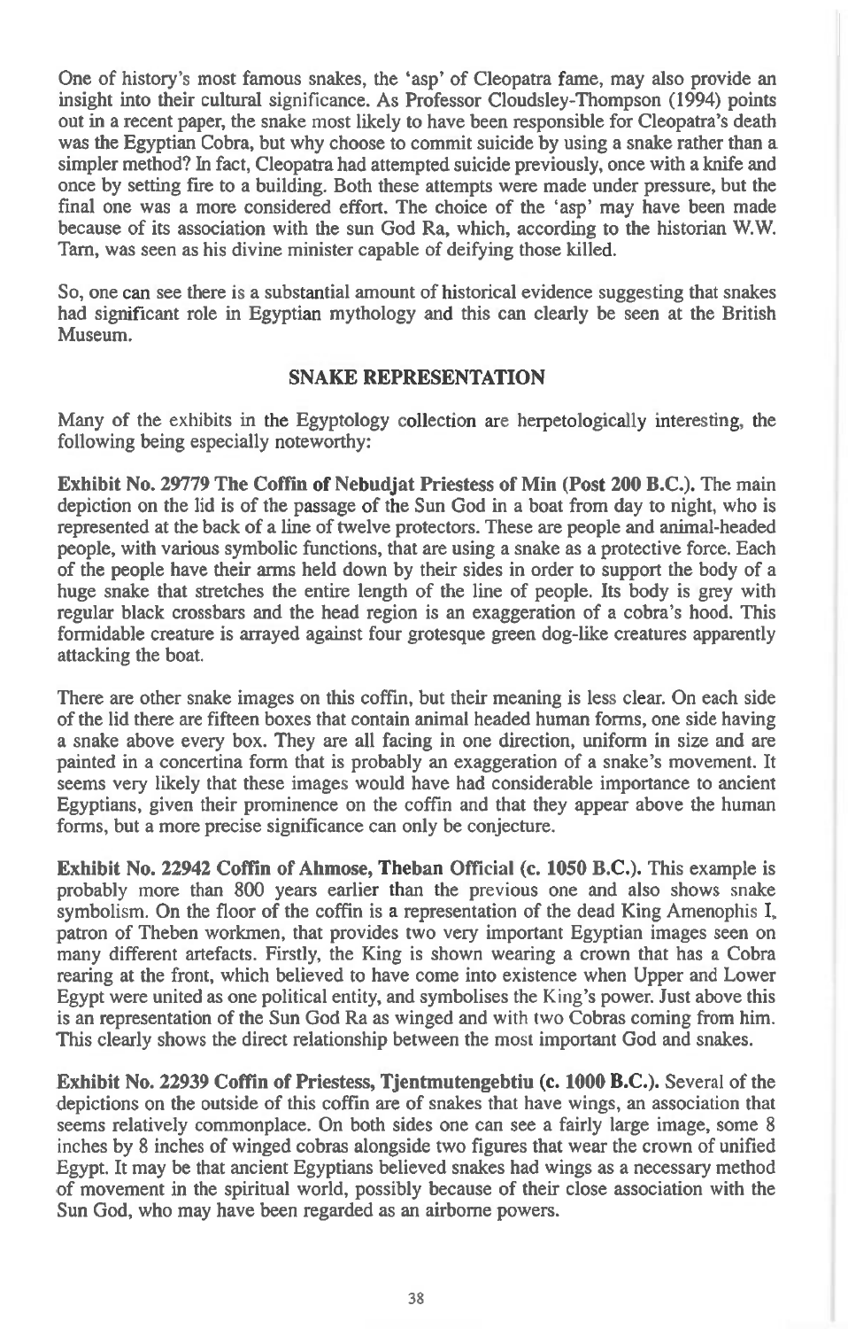One of history's most famous snakes, the 'asp' of Cleopatra fame, may also provide an insight into their cultural significance. As Professor Cloudsley-Thompson (1994) points out in a recent paper, the snake most likely to have been responsible for Cleopatra's death was the Egyptian Cobra, but why choose to commit suicide by using a snake rather than a simpler method? In fact, Cleopatra had attempted suicide previously, once with a knife and once by setting fire to a building. Both these attempts were made under pressure, but the final one was a more considered effort. The choice of the 'asp' may have been made because of its association with the sun God Ra, which, according to the historian W.W. Tarn, was seen as his divine minister capable of deifying those killed.

So, one can see there is a substantial amount of historical evidence suggesting that snakes had significant role in Egyptian mythology and this can clearly be seen at the British Museum.

## SNAKE REPRESENTATION

Many of the exhibits in the Egyptology collection are herpetologically interesting, the following being especially noteworthy:

**Exhibit No. 29779 The Coffin of Nebudjat Priestess of Min (Post 200 B.C.).** The main depiction on the lid is of the passage of the Sun God in a boat from day to night, who is represented at the back of a line of twelve protectors. These are people and animal-headed people, with various symbolic functions, that are using a snake as a protective force. Each of the people have their arms held down by their sides in order to support the body of a huge snake that stretches the entire length of the line of people. Its body is grey with regular black crossbars and the head region is an exaggeration of a cobra's hood. This formidable creature is arrayed against four grotesque green dog-like creatures apparently attacking the boat.

There are other snake images on this coffin, but their meaning is less clear. On each side of the lid there are fifteen boxes that contain animal headed human forms, one side having a snake above every box. They are all facing in one direction, uniform in size and are painted in a concertina form that is probably an exaggeration of a snake's movement. It seems very likely that these images would have had considerable importance to ancient Egyptians, given their prominence on the coffin and that they appear above the human forms, but a more precise significance can only be conjecture.

**Exhibit No. 22942 Coffin of Ahmose, Theban Official (c. 1050 B.C.).** This example is probably more than 800 years earlier than the previous one and also shows snake symbolism. On the floor of the coffin is a representation of the dead King Amenophis I, patron of Theben workmen, that provides two very important Egyptian images seen on many different artefacts. Firstly, the King is shown wearing a crown that has a Cobra rearing at the front, which believed to have come into existence when Upper and Lower Egypt were united as one political entity, and symbolises the King's power. Just above this is an representation of the Sun God Ra as winged and with two Cobras coming from him. This clearly shows the direct relationship between the most important God and snakes.

**Exhibit No. 22939 Coffin of Priestess, Tjentmutengebtiu (c. 1000 B.C.).** Several of the depictions on the outside of this coffin are of snakes that have wings, an association that seems relatively commonplace. On both sides one can see a fairly large image, some 8 inches by 8 inches of winged cobras alongside two figures that wear the crown of unified Egypt. It may be that ancient Egyptians believed snakes had wings as a necessary method of movement in the spiritual world, possibly because of their close association with the Sun God, who may have been regarded as an airborne powers.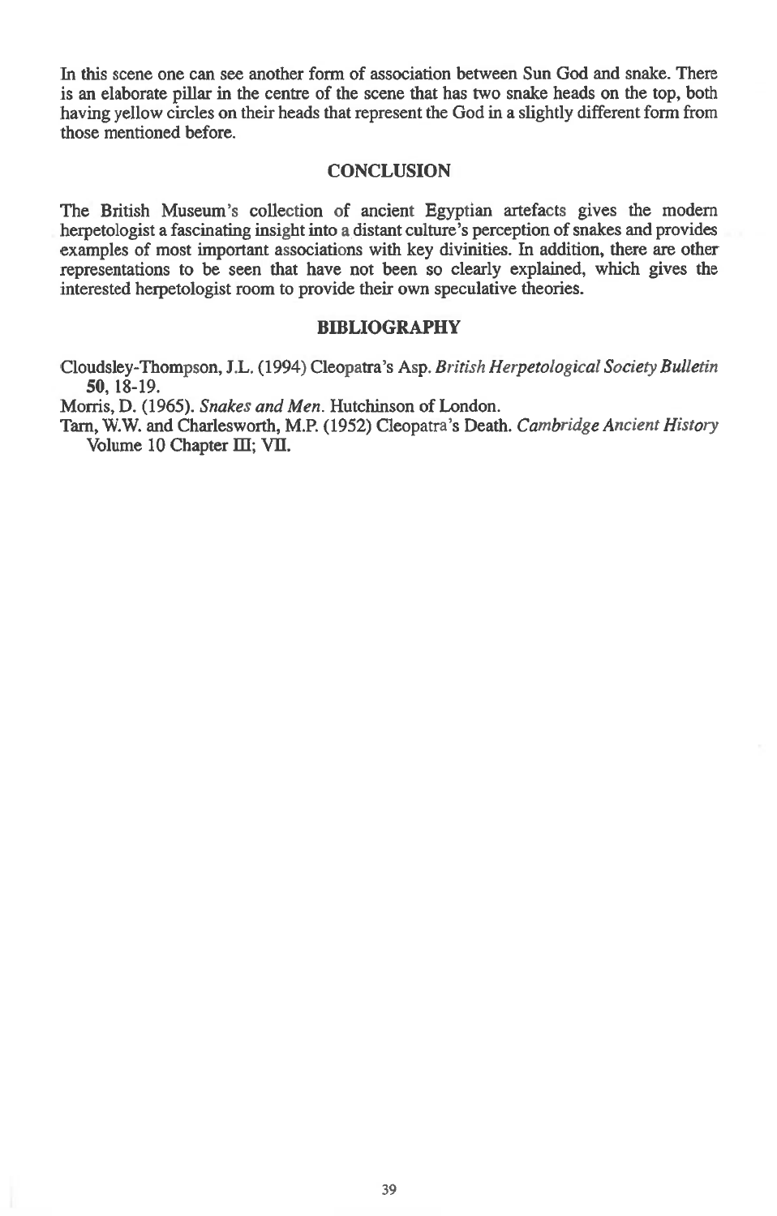In this scene one can see another form of association between Sun God and snake. There is an elaborate pillar in the centre of the scene that has two snake heads on the top, both having yellow circles on their heads that represent the God in a slightly different form from those mentioned before.

## CONCLUSION

The British Museum's collection of ancient Egyptian artefacts gives the modern herpetologist a fascinating insight into a distant culture's perception of snakes and provides examples of most important associations with key divinities. In addition, there are other representations to be seen that have not been so clearly explained, which gives the interested herpetologist room to provide their own speculative theories.

## BIBLIOGRAPHY

Cloudsley-Thompson, J.L. (1994) Cleopatra's Asp. *British Herpetological Society Bulletin* **50**, 18-19.

Morris, D. (1965). *Snakes and Men*. Hutchinson of London.

Tarn, W.W. and Charlesworth, M.P. (1952) Cleopatra's Death. *Cambridge Ancient History* Volume 10 Chapter III; VII.